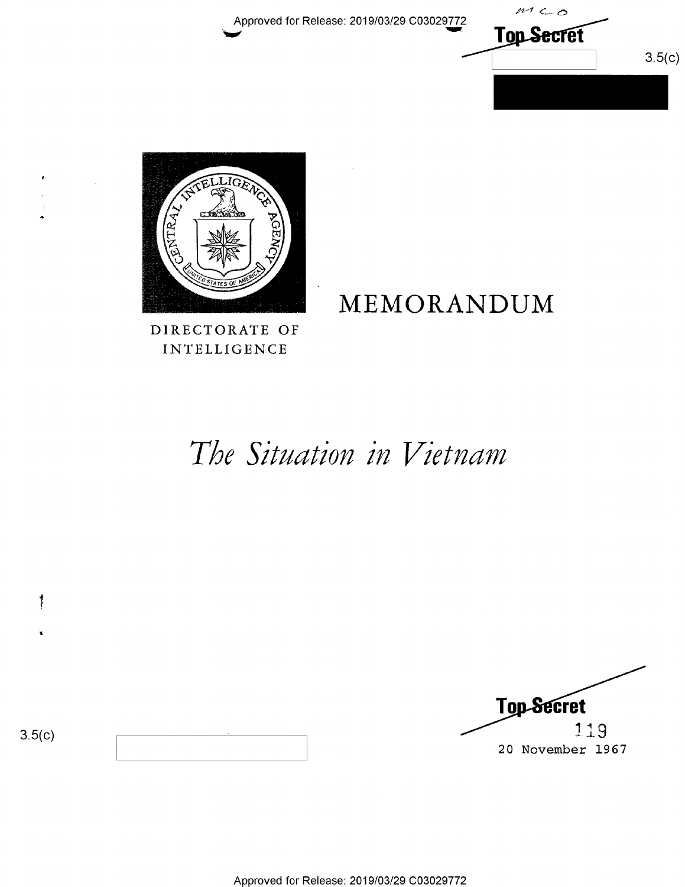Top Secret

3.5(c)

DIRECTORATE OF INTELLIGENCE

# MEMORANDUM

## *The Situation in Vietnam*

Top Secret

3.5(c)

119

20 November 1967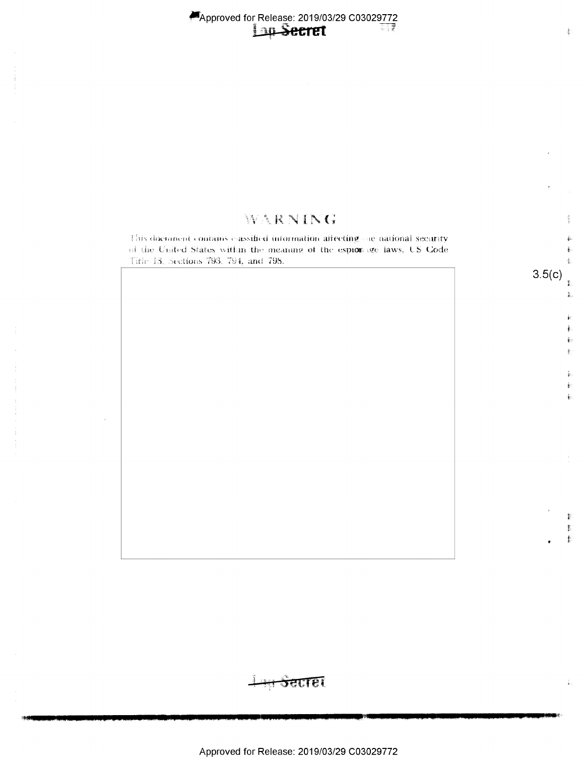# WARNING

This document contains classified information affecting the national security of the United States within the meaning of the espionage laws, US Code Title 18, Sections 793, 794, and 798.

3.5(c)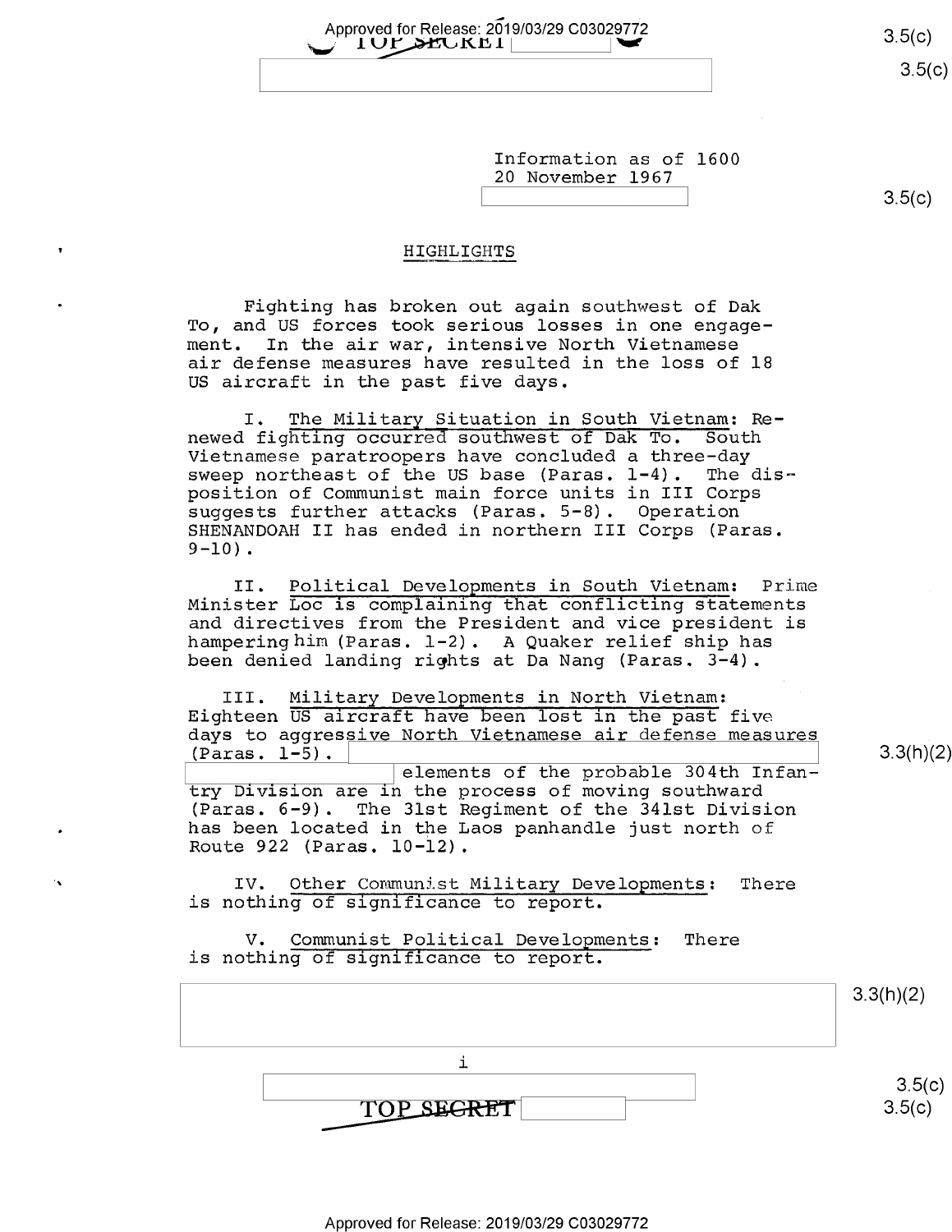Information as of 1600
20 November 1967

## HIGHLIGHTS

Fighting has broken out again southwest of Dak To, and US forces took serious losses in one engagement. In the air war, intensive North Vietnamese air defense measures have resulted in the loss of 18 US aircraft in the past five days.

I. The Military Situation in South Vietnam: Renewed fighting occurred southwest of Dak To. South Vietnamese paratroopers have concluded a three-day sweep northeast of the US base (Paras. 1-4). The disposition of Communist main force units in III Corps suggests further attacks (Paras. 5-8). Operation SHENANDOAH II has ended in northern III Corps (Paras. 9-10).

II. Political Developments in South Vietnam: Prime Minister Loc is complaining that conflicting statements and directives from the President and vice president is hampering him (Paras. 1-2). A Quaker relief ship has been denied landing rights at Da Nang (Paras. 3-4).

III. Military Developments in North Vietnam: Eighteen US aircraft have been lost in the past five days to aggressive North Vietnamese air defense measures (Paras. 1-5). [redacted] elements of the probable 304th Infantry Division are in the process of moving southward (Paras. 6-9). The 31st Regiment of the 341st Division has been located in the Laos panhandle just north of Route 922 (Paras. 10-12).

IV. Other Communist Military Developments: There is nothing of significance to report.

V. Communist Political Developments: There is nothing of significance to report.

[redacted]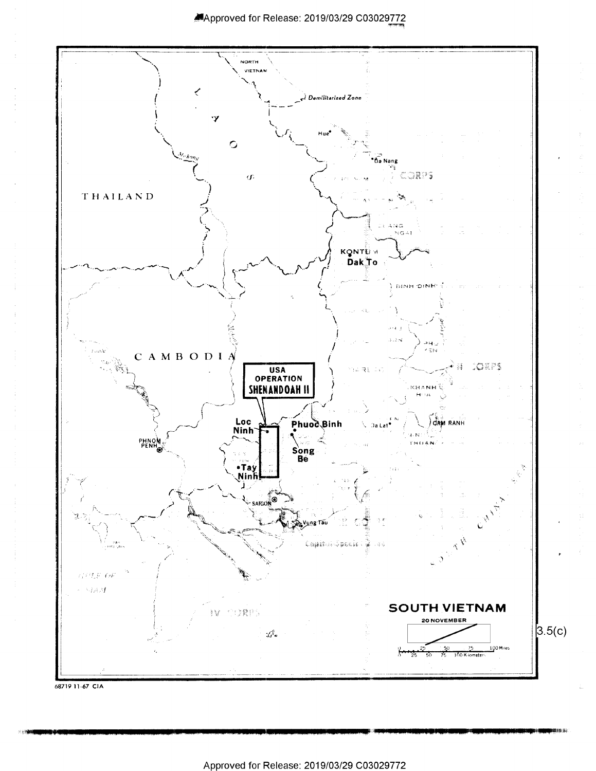SOUTH VIETNAM

20 NOVEMBER

USA OPERATION SHENANDOAH II

NORTH VIETNAM

Demilitarized Zone

LAOS

THAILAND

CAMBODIA

Hue

Da Nang

KONTUM

Dak To

Loc Ninh

Phuoc Binh

Song Be

Tay Ninh

PHNOM PENH

SAIGON

Vung Tau

Da Lat

CAM RANH

IV CORPS

SOUTH CHINA SEA

0 25 50 75 100 Miles

0 25 50 75 100 Kilometers

3.5(c)

68719 11-67 CIA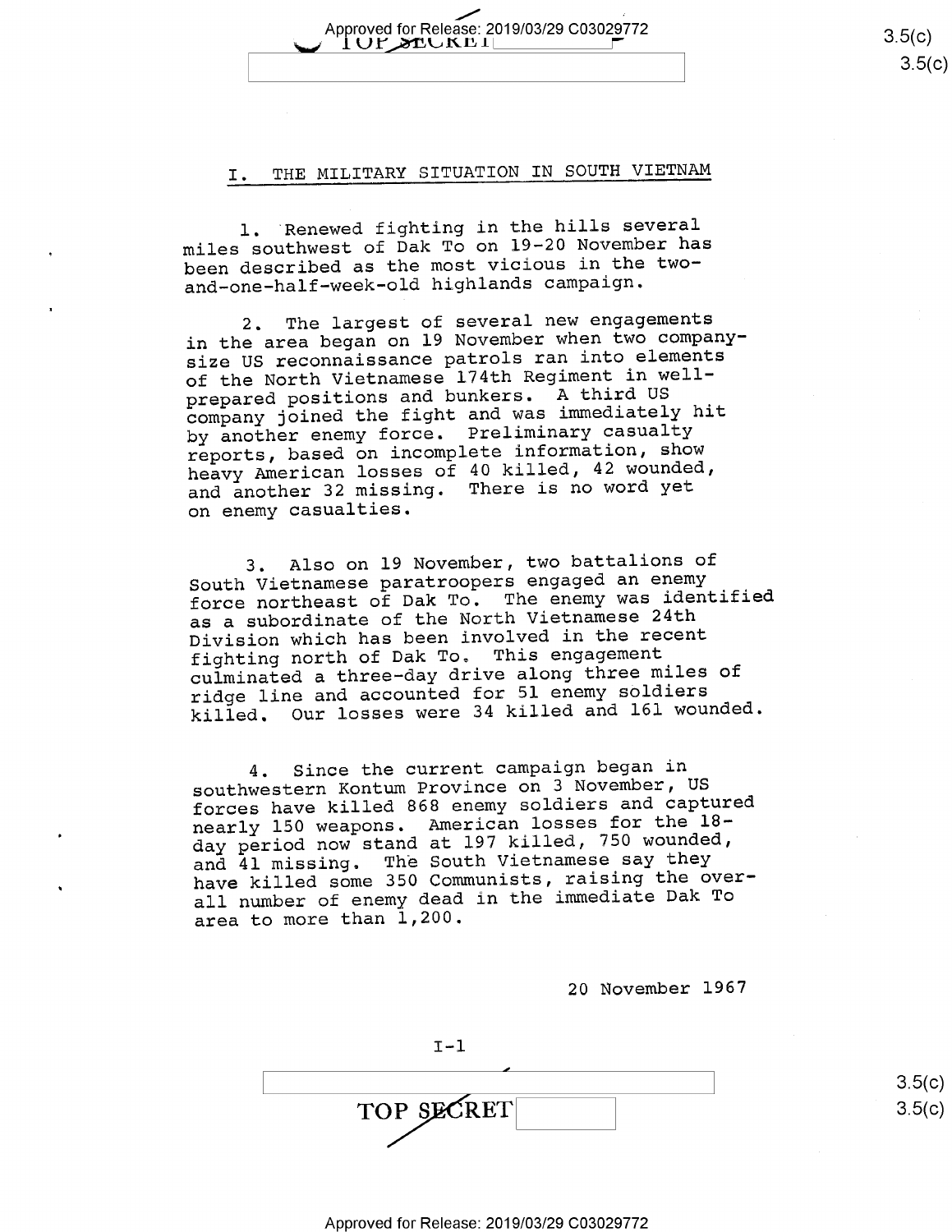## I. THE MILITARY SITUATION IN SOUTH VIETNAM

1. Renewed fighting in the hills several miles southwest of Dak To on 19-20 November has been described as the most vicious in the two-and-one-half-week-old highlands campaign.

2. The largest of several new engagements in the area began on 19 November when two company-size US reconnaissance patrols ran into elements of the North Vietnamese 174th Regiment in well-prepared positions and bunkers. A third US company joined the fight and was immediately hit by another enemy force. Preliminary casualty reports, based on incomplete information, show heavy American losses of 40 killed, 42 wounded, and another 32 missing. There is no word yet on enemy casualties.

3. Also on 19 November, two battalions of South Vietnamese paratroopers engaged an enemy force northeast of Dak To. The enemy was identified as a subordinate of the North Vietnamese 24th Division which has been involved in the recent fighting north of Dak To. This engagement culminated a three-day drive along three miles of ridge line and accounted for 51 enemy soldiers killed. Our losses were 34 killed and 161 wounded.

4. Since the current campaign began in southwestern Kontum Province on 3 November, US forces have killed 868 enemy soldiers and captured nearly 150 weapons. American losses for the 18-day period now stand at 197 killed, 750 wounded, and 41 missing. The South Vietnamese say they have killed some 350 Communists, raising the over-all number of enemy dead in the immediate Dak To area to more than 1,200.

20 November 1967

I-1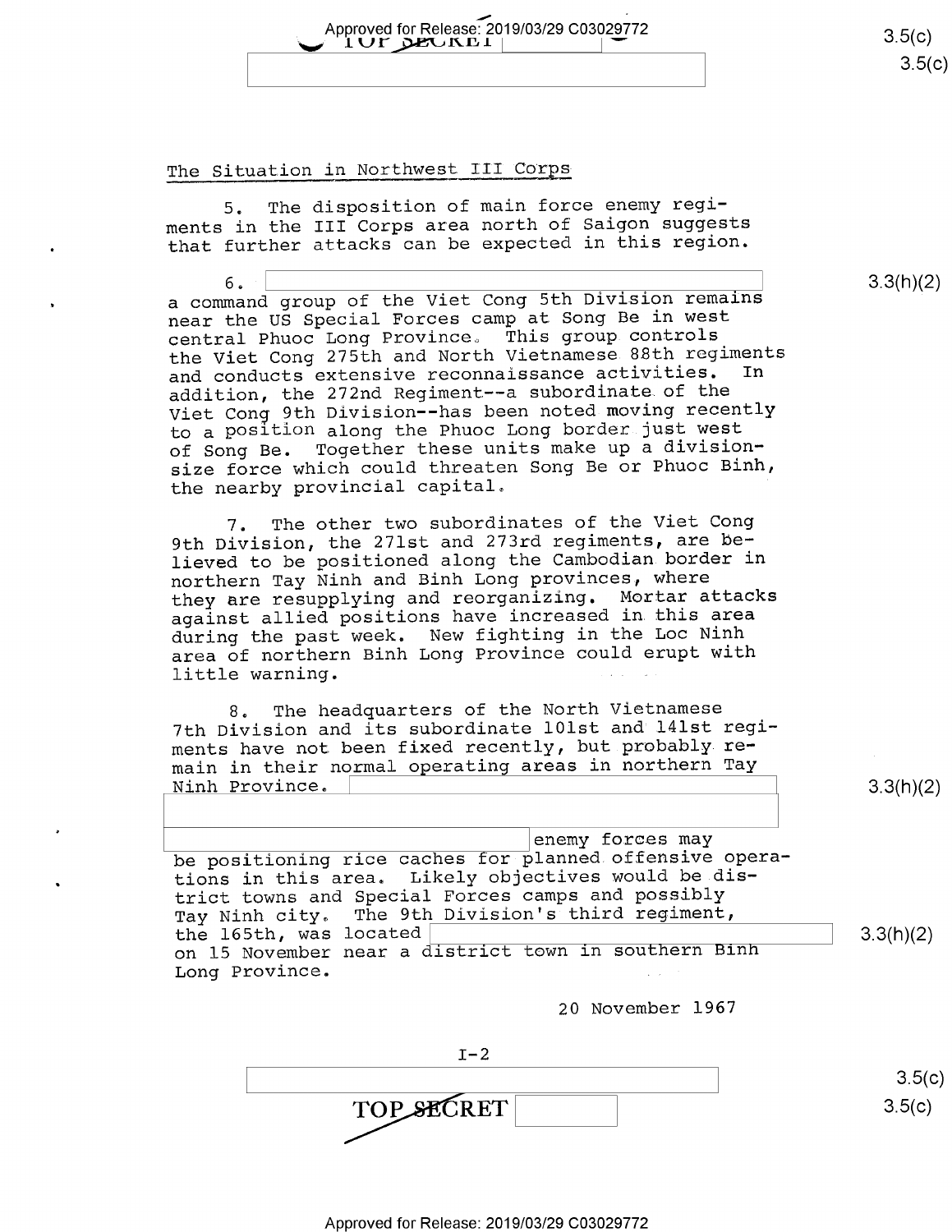## The Situation in Northwest III Corps

5. The disposition of main force enemy regiments in the III Corps area north of Saigon suggests that further attacks can be expected in this region.

6. [redacted] a command group of the Viet Cong 5th Division remains near the US Special Forces camp at Song Be in west central Phuoc Long Province. This group controls the Viet Cong 275th and North Vietnamese 88th regiments and conducts extensive reconnaissance activities. In addition, the 272nd Regiment--a subordinate of the Viet Cong 9th Division--has been noted moving recently to a position along the Phuoc Long border just west of Song Be. Together these units make up a division-size force which could threaten Song Be or Phuoc Binh, the nearby provincial capital.

7. The other two subordinates of the Viet Cong 9th Division, the 271st and 273rd regiments, are believed to be positioned along the Cambodian border in northern Tay Ninh and Binh Long provinces, where they are resupplying and reorganizing. Mortar attacks against allied positions have increased in this area during the past week. New fighting in the Loc Ninh area of northern Binh Long Province could erupt with little warning.

8. The headquarters of the North Vietnamese 7th Division and its subordinate 101st and 141st regiments have not been fixed recently, but probably remain in their normal operating areas in northern Tay Ninh Province. [redacted] enemy forces may be positioning rice caches for planned offensive operations in this area. Likely objectives would be district towns and Special Forces camps and possibly Tay Ninh city. The 9th Division's third regiment, the 165th, was located [redacted] on 15 November near a district town in southern Binh Long Province.

20 November 1967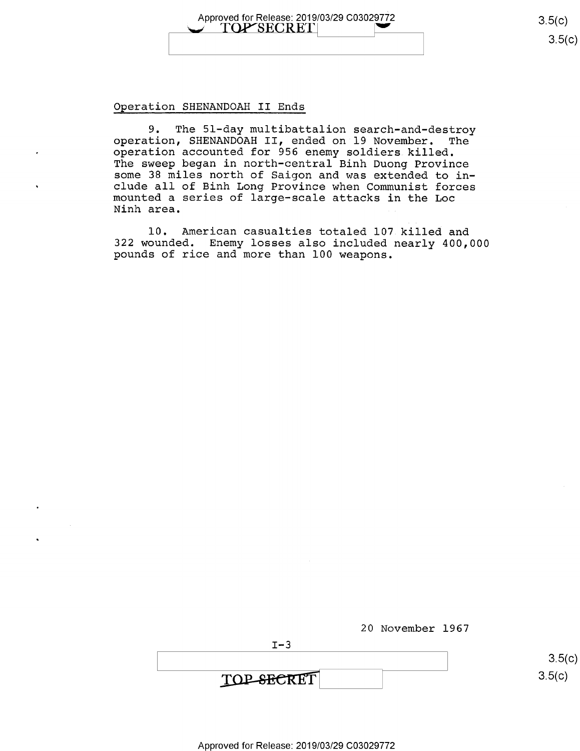## Operation SHENANDOAH II Ends

9. The 51-day multibattalion search-and-destroy operation, SHENANDOAH II, ended on 19 November. The operation accounted for 956 enemy soldiers killed. The sweep began in north-central Binh Duong Province some 38 miles north of Saigon and was extended to include all of Binh Long Province when Communist forces mounted a series of large-scale attacks in the Loc Ninh area.

10. American casualties totaled 107 killed and 322 wounded. Enemy losses also included nearly 400,000 pounds of rice and more than 100 weapons.

20 November 1967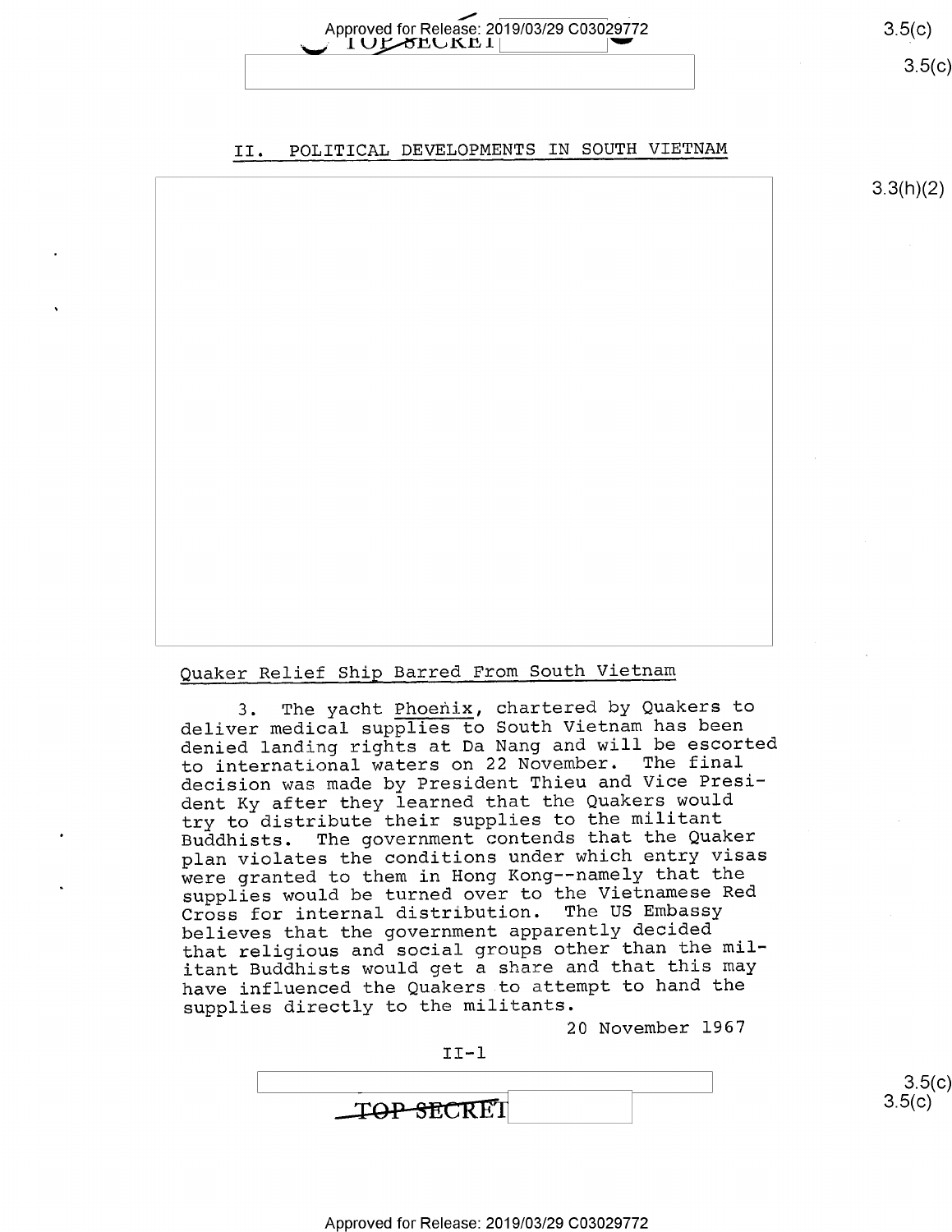## II. POLITICAL DEVELOPMENTS IN SOUTH VIETNAM

### Quaker Relief Ship Barred From South Vietnam

3. The yacht Phoenix, chartered by Quakers to deliver medical supplies to South Vietnam has been denied landing rights at Da Nang and will be escorted to international waters on 22 November. The final decision was made by President Thieu and Vice President Ky after they learned that the Quakers would try to distribute their supplies to the militant Buddhists. The government contends that the Quaker plan violates the conditions under which entry visas were granted to them in Hong Kong--namely that the supplies would be turned over to the Vietnamese Red Cross for internal distribution. The US Embassy believes that the government apparently decided that religious and social groups other than the militant Buddhists would get a share and that this may have influenced the Quakers to attempt to hand the supplies directly to the militants.

20 November 1967

II-1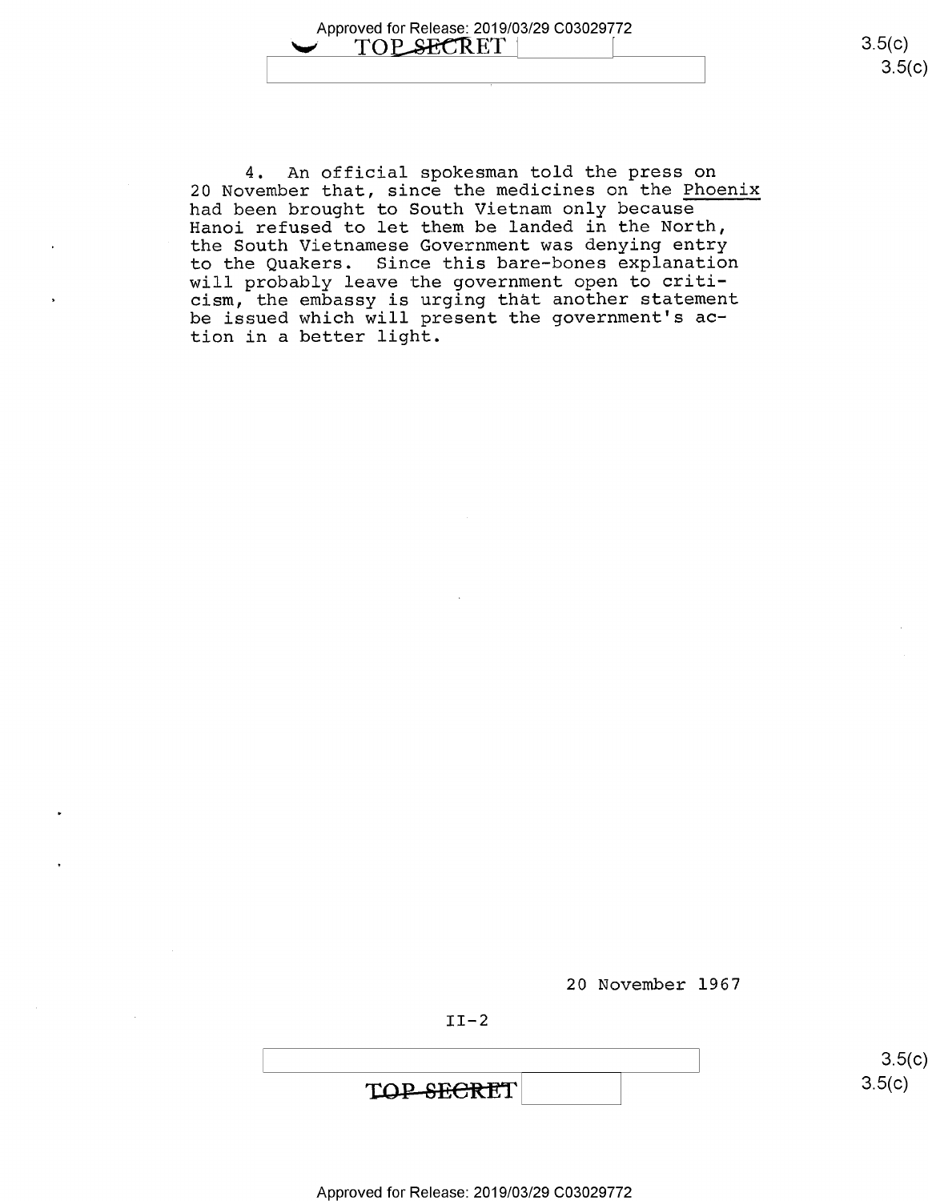4. An official spokesman told the press on 20 November that, since the medicines on the Phoenix had been brought to South Vietnam only because Hanoi refused to let them be landed in the North, the South Vietnamese Government was denying entry to the Quakers. Since this bare-bones explanation will probably leave the government open to criticism, the embassy is urging that another statement be issued which will present the government's action in a better light.

20 November 1967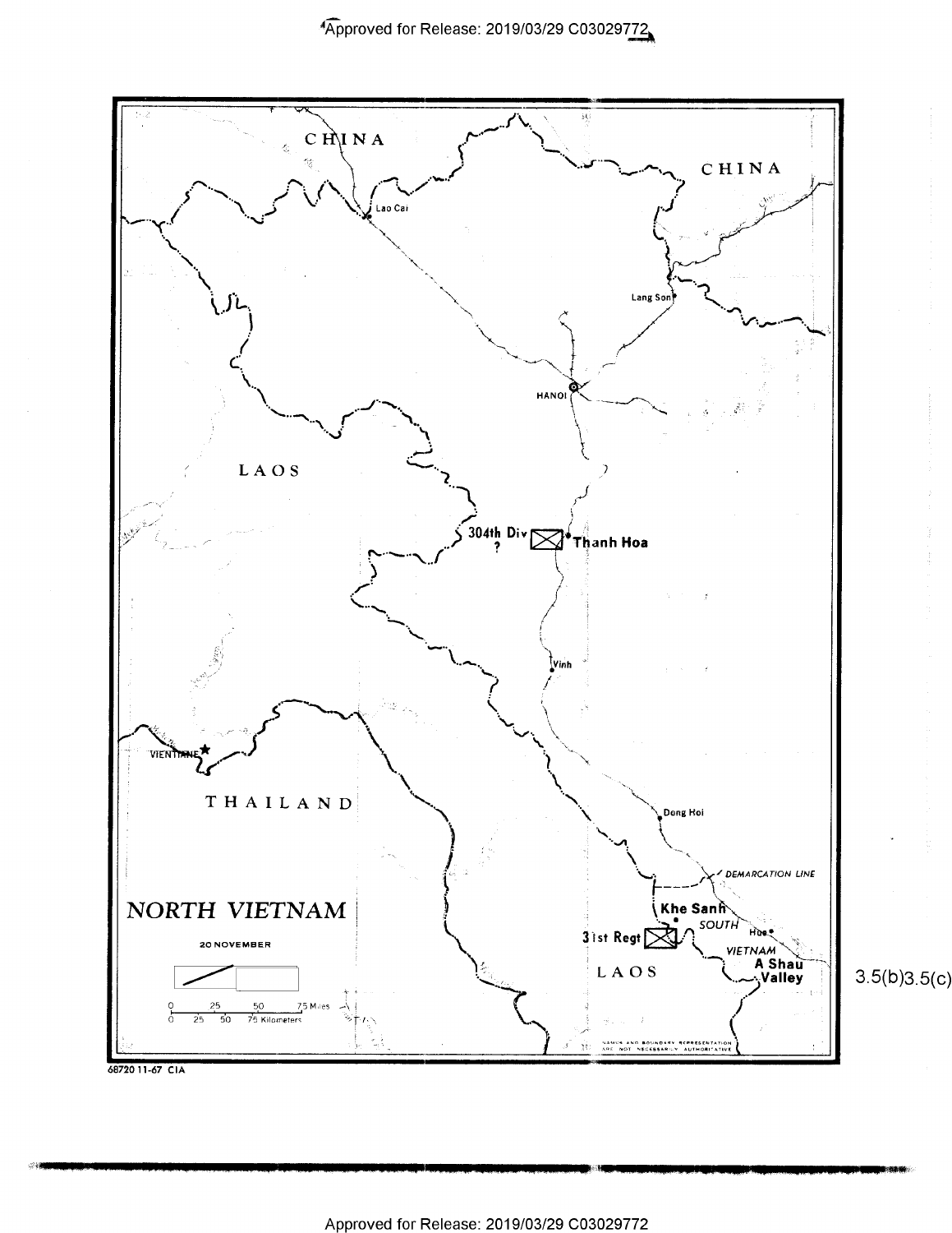NORTH VIETNAM

20 NOVEMBER

CHINA

CHINA

Lao Cai

Lang Son

HANOI

LAOS

304th Div ?

Thanh Hoa

Vinh

VIENTIANE

THAILAND

Dong Hoi

DEMARCATION LINE

Khe Sanh

31st Regt

SOUTH VIETNAM

Hue

LAOS

A Shau Valley

0 25 50 75 Miles
0 25 50 75 Kilometers

NAMES AND BOUNDARY REPRESENTATION ARE NOT NECESSARILY AUTHORITATIVE

68720 11-67 CIA

3.5(b)3.5(c)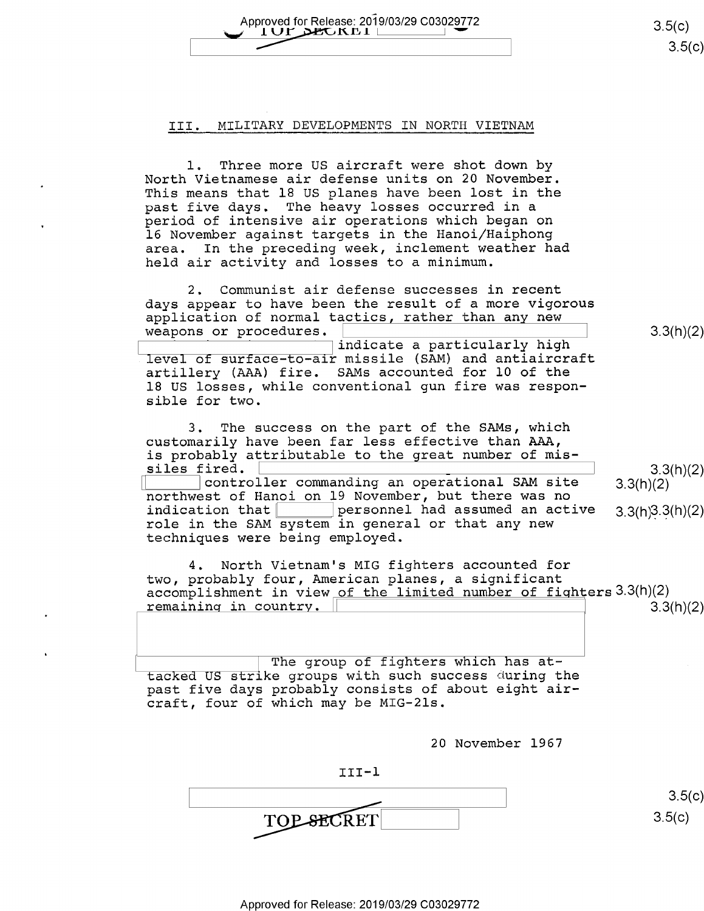## III. MILITARY DEVELOPMENTS IN NORTH VIETNAM

1. Three more US aircraft were shot down by North Vietnamese air defense units on 20 November. This means that 18 US planes have been lost in the past five days. The heavy losses occurred in a period of intensive air operations which began on 16 November against targets in the Hanoi/Haiphong area. In the preceding week, inclement weather had held air activity and losses to a minimum.

2. Communist air defense successes in recent days appear to have been the result of a more vigorous application of normal tactics, rather than any new weapons or procedures. [redacted] indicate a particularly high level of surface-to-air missile (SAM) and antiaircraft artillery (AAA) fire. SAMs accounted for 10 of the 18 US losses, while conventional gun fire was responsible for two.

3. The success on the part of the SAMs, which customarily have been far less effective than AAA, is probably attributable to the great number of missiles fired. [redacted] controller commanding an operational SAM site northwest of Hanoi on 19 November, but there was no indication that [redacted] personnel had assumed an active role in the SAM system in general or that any new techniques were being employed.

4. North Vietnam's MIG fighters accounted for two, probably four, American planes, a significant accomplishment in view of the limited number of fighters remaining in country. [redacted] The group of fighters which has attacked US strike groups with such success during the past five days probably consists of about eight aircraft, four of which may be MIG-21s.

20 November 1967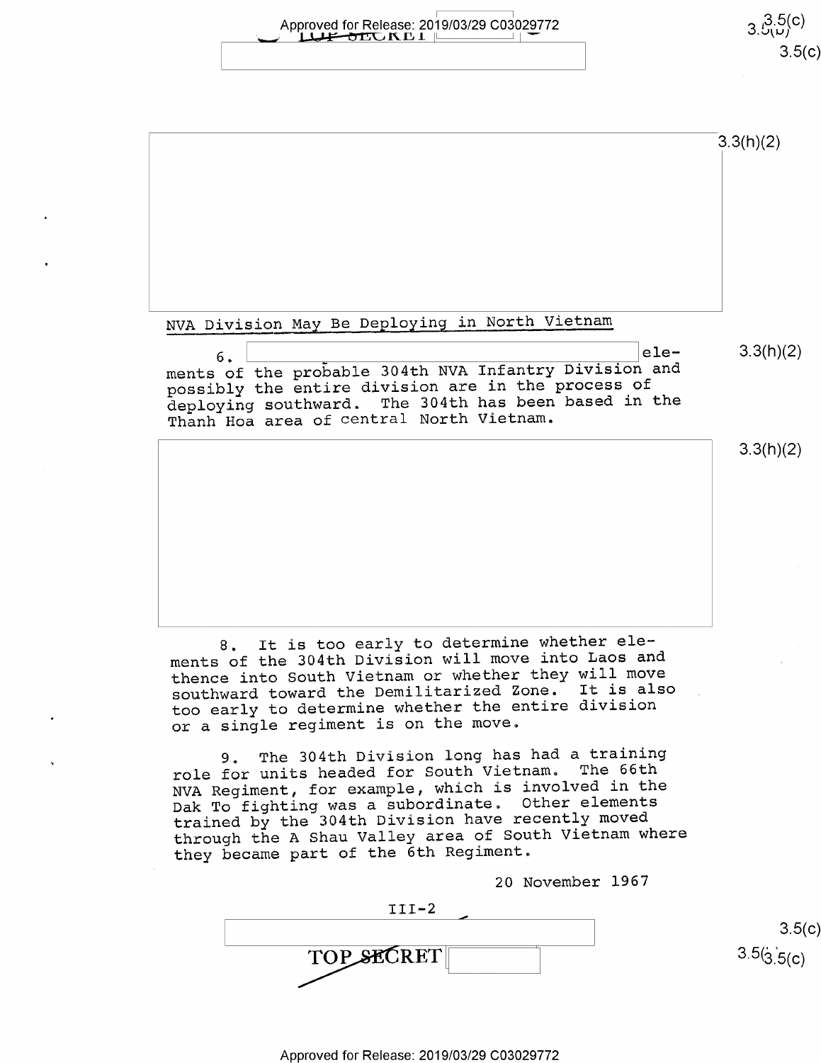NVA Division May Be Deploying in North Vietnam

6. elements of the probable 304th NVA Infantry Division and possibly the entire division are in the process of deploying southward. The 304th has been based in the Thanh Hoa area of central North Vietnam.

8. It is too early to determine whether elements of the 304th Division will move into Laos and thence into South Vietnam or whether they will move southward toward the Demilitarized Zone. It is also too early to determine whether the entire division or a single regiment is on the move.

9. The 304th Division long has had a training role for units headed for South Vietnam. The 66th NVA Regiment, for example, which is involved in the Dak To fighting was a subordinate. Other elements trained by the 304th Division have recently moved through the A Shau Valley area of South Vietnam where they became part of the 6th Regiment.

20 November 1967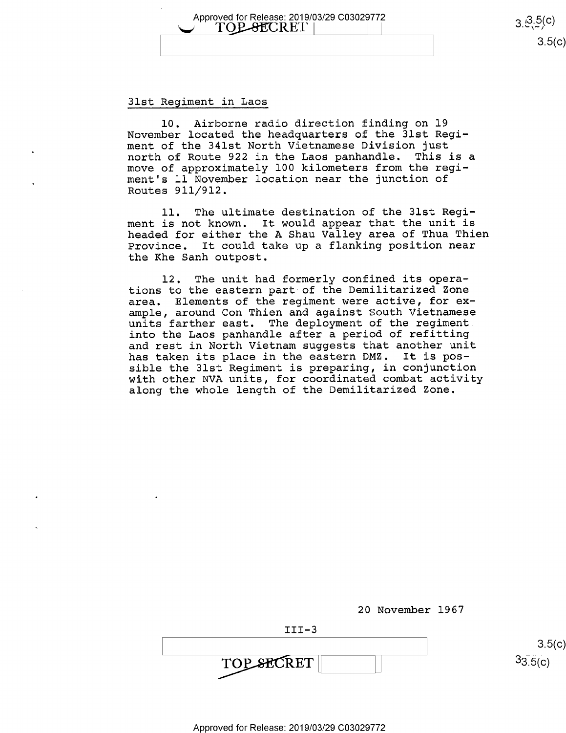## 31st Regiment in Laos

10. Airborne radio direction finding on 19 November located the headquarters of the 31st Regiment of the 341st North Vietnamese Division just north of Route 922 in the Laos panhandle. This is a move of approximately 100 kilometers from the regiment's 11 November location near the junction of Routes 911/912.

11. The ultimate destination of the 31st Regiment is not known. It would appear that the unit is headed for either the A Shau Valley area of Thua Thien Province. It could take up a flanking position near the Khe Sanh outpost.

12. The unit had formerly confined its operations to the eastern part of the Demilitarized Zone area. Elements of the regiment were active, for example, around Con Thien and against South Vietnamese units farther east. The deployment of the regiment into the Laos panhandle after a period of refitting and rest in North Vietnam suggests that another unit has taken its place in the eastern DMZ. It is possible the 31st Regiment is preparing, in conjunction with other NVA units, for coordinated combat activity along the whole length of the Demilitarized Zone.

20 November 1967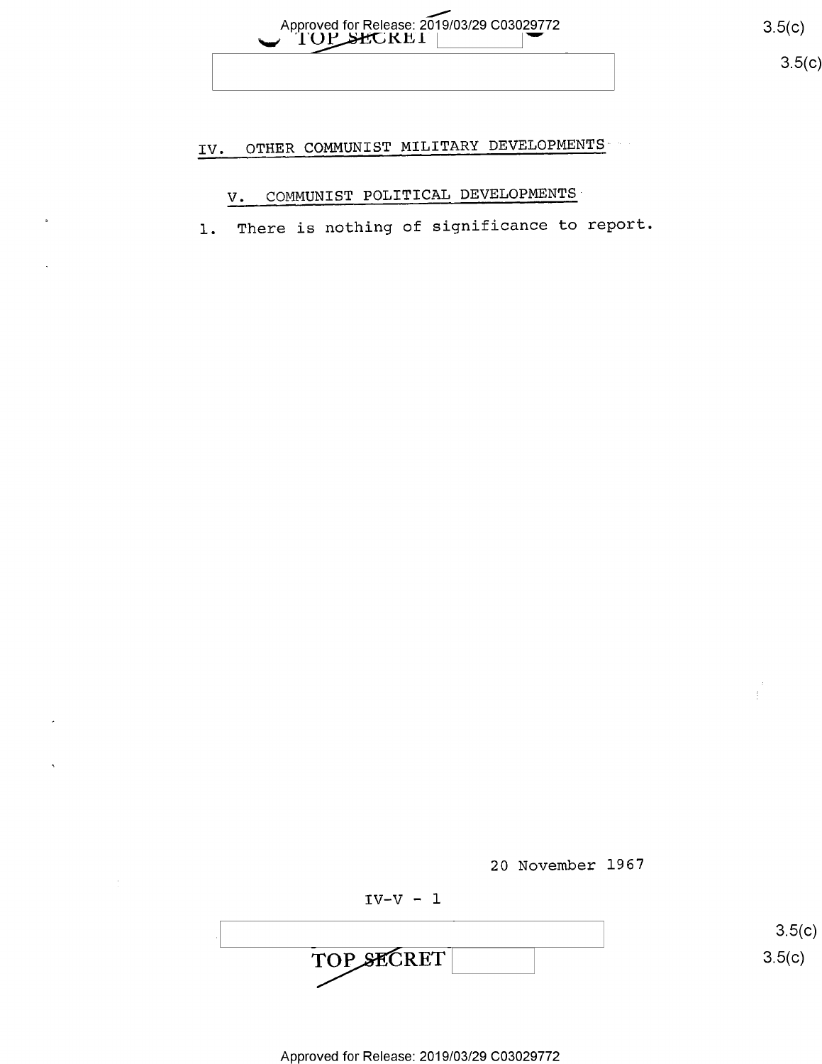## IV. OTHER COMMUNIST MILITARY DEVELOPMENTS

## V. COMMUNIST POLITICAL DEVELOPMENTS

1. There is nothing of significance to report.

20 November 1967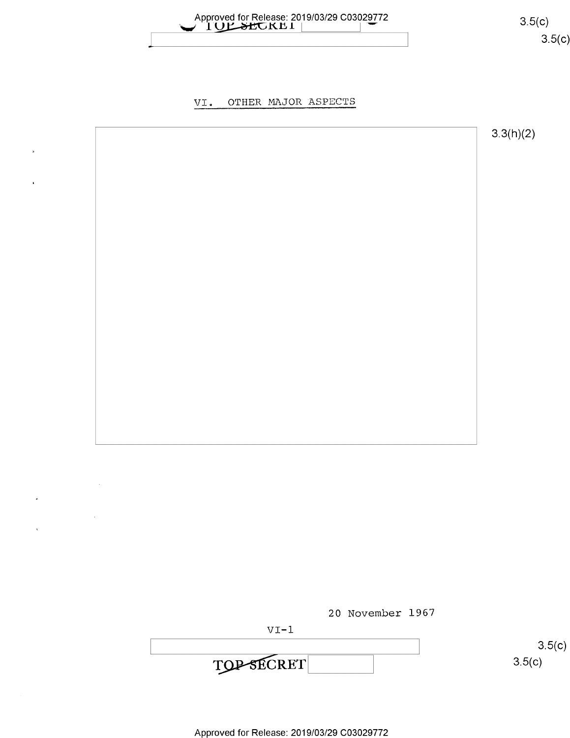## VI. OTHER MAJOR ASPECTS

3.3(h)(2)

20 November 1967